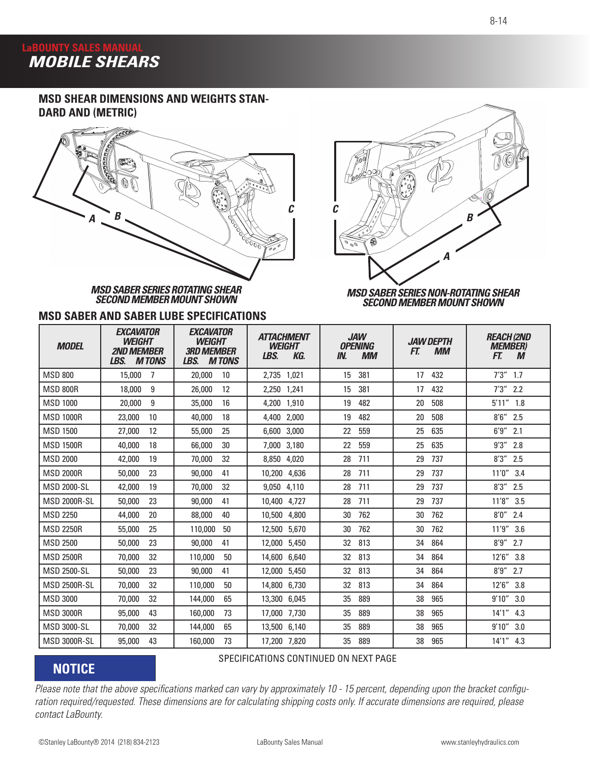## LaBOUNTY SALES MANUAL
# MOBILE SHEARS

### MSD SHEAR DIMENSIONS AND WEIGHTS STANDARD AND (METRIC)

A B C

*MSD SABER SERIES ROTATING SHEAR SECOND MEMBER MOUNT SHOWN*

C B A

*MSD SABER SERIES NON-ROTATING SHEAR SECOND MEMBER MOUNT SHOWN*

### MSD SABER AND SABER LUBE SPECIFICATIONS

| MODEL | EXCAVATOR WEIGHT 2ND MEMBER LBS. M TONS | EXCAVATOR WEIGHT 3RD MEMBER LBS. M TONS | ATTACHMENT WEIGHT LBS. KG. | JAW OPENING IN. MM | JAW DEPTH FT. MM | REACH (2ND MEMBER) FT. M |
|---|---|---|---|---|---|---|
| MSD 800 | 15,000 7 | 20,000 10 | 2,735 1,021 | 15 381 | 17 432 | 7'3" 1.7 |
| MSD 800R | 18,000 9 | 26,000 12 | 2,250 1,241 | 15 381 | 17 432 | 7'3" 2.2 |
| MSD 1000 | 20,000 9 | 35,000 16 | 4,200 1,910 | 19 482 | 20 508 | 5'11" 1.8 |
| MSD 1000R | 23,000 10 | 40,000 18 | 4,400 2,000 | 19 482 | 20 508 | 8'6" 2.5 |
| MSD 1500 | 27,000 12 | 55,000 25 | 6,600 3,000 | 22 559 | 25 635 | 6'9" 2.1 |
| MSD 1500R | 40,000 18 | 66,000 30 | 7,000 3,180 | 22 559 | 25 635 | 9'3" 2.8 |
| MSD 2000 | 42,000 19 | 70,000 32 | 8,850 4,020 | 28 711 | 29 737 | 8'3" 2.5 |
| MSD 2000R | 50,000 23 | 90,000 41 | 10,200 4,636 | 28 711 | 29 737 | 11'0" 3.4 |
| MSD 2000-SL | 42,000 19 | 70,000 32 | 9,050 4,110 | 28 711 | 29 737 | 8'3" 2.5 |
| MSD 2000R-SL | 50,000 23 | 90,000 41 | 10,400 4,727 | 28 711 | 29 737 | 11'8" 3.5 |
| MSD 2250 | 44,000 20 | 88,000 40 | 10,500 4,800 | 30 762 | 30 762 | 8'0" 2.4 |
| MSD 2250R | 55,000 25 | 110,000 50 | 12,500 5,670 | 30 762 | 30 762 | 11'9" 3.6 |
| MSD 2500 | 50,000 23 | 90,000 41 | 12,000 5,450 | 32 813 | 34 864 | 8'9" 2.7 |
| MSD 2500R | 70,000 32 | 110,000 50 | 14,600 6,640 | 32 813 | 34 864 | 12'6" 3.8 |
| MSD 2500-SL | 50,000 23 | 90,000 41 | 12,000 5,450 | 32 813 | 34 864 | 8'9" 2.7 |
| MSD 2500R-SL | 70,000 32 | 110,000 50 | 14,800 6,730 | 32 813 | 34 864 | 12'6" 3.8 |
| MSD 3000 | 70,000 32 | 144,000 65 | 13,300 6,045 | 35 889 | 38 965 | 9'10" 3.0 |
| MSD 3000R | 95,000 43 | 160,000 73 | 17,000 7,730 | 35 889 | 38 965 | 14'1" 4.3 |
| MSD 3000-SL | 70,000 32 | 144,000 65 | 13,500 6,140 | 35 889 | 38 965 | 9'10" 3.0 |
| MSD 3000R-SL | 95,000 43 | 160,000 73 | 17,200 7,820 | 35 889 | 38 965 | 14'1" 4.3 |

SPECIFICATIONS CONTINUED ON NEXT PAGE

**NOTICE**

*Please note that the above specifications marked can vary by approximately 10 - 15 percent, depending upon the bracket configuration required/requested. These dimensions are for calculating shipping costs only. If accurate dimensions are required, please contact LaBounty.*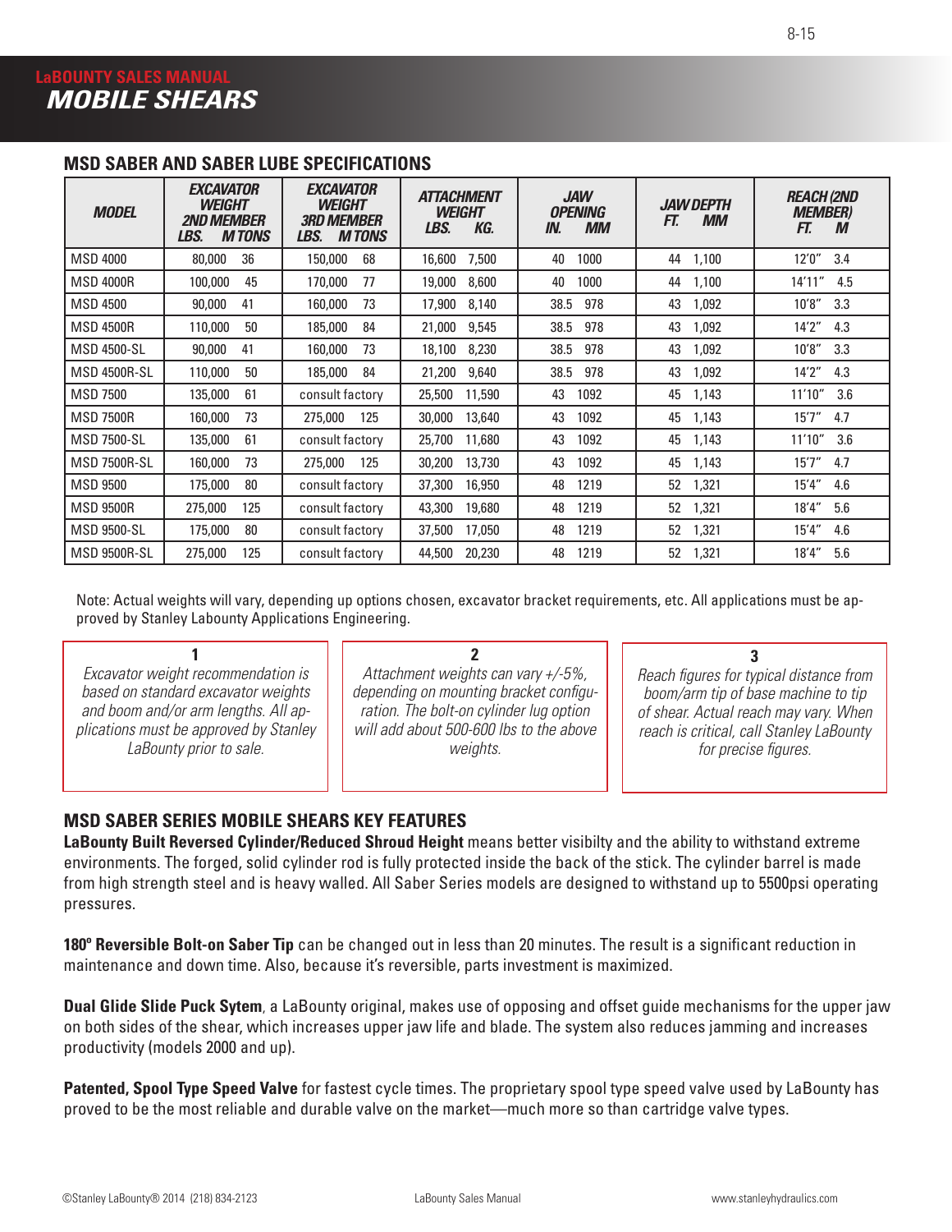LaBOUNTY SALES MANUAL

# MOBILE SHEARS

## MSD SABER AND SABER LUBE SPECIFICATIONS

| MODEL | EXCAVATOR WEIGHT 2ND MEMBER LBS. | M TONS | EXCAVATOR WEIGHT 3RD MEMBER LBS. | M TONS | ATTACHMENT WEIGHT LBS. | KG. | JAW OPENING IN. | MM | JAW DEPTH FT. | MM | REACH (2ND MEMBER) FT. | M |
|---|---|---|---|---|---|---|---|---|---|---|---|---|
| MSD 4000 | 80,000 | 36 | 150,000 | 68 | 16,600 | 7,500 | 40 | 1000 | 44 | 1,100 | 12'0" | 3.4 |
| MSD 4000R | 100,000 | 45 | 170,000 | 77 | 19,000 | 8,600 | 40 | 1000 | 44 | 1,100 | 14'11" | 4.5 |
| MSD 4500 | 90,000 | 41 | 160,000 | 73 | 17,900 | 8,140 | 38.5 | 978 | 43 | 1,092 | 10'8" | 3.3 |
| MSD 4500R | 110,000 | 50 | 185,000 | 84 | 21,000 | 9,545 | 38.5 | 978 | 43 | 1,092 | 14'2" | 4.3 |
| MSD 4500-SL | 90,000 | 41 | 160,000 | 73 | 18,100 | 8,230 | 38.5 | 978 | 43 | 1,092 | 10'8" | 3.3 |
| MSD 4500R-SL | 110,000 | 50 | 185,000 | 84 | 21,200 | 9,640 | 38.5 | 978 | 43 | 1,092 | 14'2" | 4.3 |
| MSD 7500 | 135,000 | 61 | consult factory | | 25,500 | 11,590 | 43 | 1092 | 45 | 1,143 | 11'10" | 3.6 |
| MSD 7500R | 160,000 | 73 | 275,000 | 125 | 30,000 | 13,640 | 43 | 1092 | 45 | 1,143 | 15'7" | 4.7 |
| MSD 7500-SL | 135,000 | 61 | consult factory | | 25,700 | 11,680 | 43 | 1092 | 45 | 1,143 | 11'10" | 3.6 |
| MSD 7500R-SL | 160,000 | 73 | 275,000 | 125 | 30,200 | 13,730 | 43 | 1092 | 45 | 1,143 | 15'7" | 4.7 |
| MSD 9500 | 175,000 | 80 | consult factory | | 37,300 | 16,950 | 48 | 1219 | 52 | 1,321 | 15'4" | 4.6 |
| MSD 9500R | 275,000 | 125 | consult factory | | 43,300 | 19,680 | 48 | 1219 | 52 | 1,321 | 18'4" | 5.6 |
| MSD 9500-SL | 175,000 | 80 | consult factory | | 37,500 | 17,050 | 48 | 1219 | 52 | 1,321 | 15'4" | 4.6 |
| MSD 9500R-SL | 275,000 | 125 | consult factory | | 44,500 | 20,230 | 48 | 1219 | 52 | 1,321 | 18'4" | 5.6 |

Note: Actual weights will vary, depending up options chosen, excavator bracket requirements, etc. All applications must be approved by Stanley Labounty Applications Engineering.

**1**
*Excavator weight recommendation is based on standard excavator weights and boom and/or arm lengths. All applications must be approved by Stanley LaBounty prior to sale.*

**2**
*Attachment weights can vary +/-5%, depending on mounting bracket configuration. The bolt-on cylinder lug option will add about 500-600 lbs to the above weights.*

**3**
*Reach figures for typical distance from boom/arm tip of base machine to tip of shear. Actual reach may vary. When reach is critical, call Stanley LaBounty for precise figures.*

## MSD SABER SERIES MOBILE SHEARS KEY FEATURES

**LaBounty Built Reversed Cylinder/Reduced Shroud Height** means better visibilty and the ability to withstand extreme environments. The forged, solid cylinder rod is fully protected inside the back of the stick. The cylinder barrel is made from high strength steel and is heavy walled. All Saber Series models are designed to withstand up to 5500psi operating pressures.

**180º Reversible Bolt-on Saber Tip** can be changed out in less than 20 minutes. The result is a significant reduction in maintenance and down time. Also, because it's reversible, parts investment is maximized.

**Dual Glide Slide Puck Sytem**, a LaBounty original, makes use of opposing and offset guide mechanisms for the upper jaw on both sides of the shear, which increases upper jaw life and blade. The system also reduces jamming and increases productivity (models 2000 and up).

**Patented, Spool Type Speed Valve** for fastest cycle times. The proprietary spool type speed valve used by LaBounty has proved to be the most reliable and durable valve on the market—much more so than cartridge valve types.